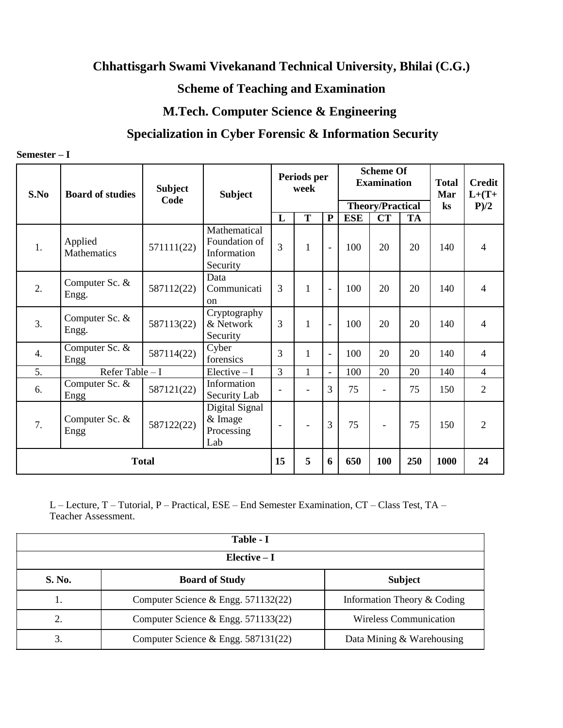# Chhattisgarh Swami Vivekanand Technical University, Bhilai (C.G.)

## Scheme of Teaching and Examination

## M.Tech. Computer Science & Engineering

## Specialization in Cyber Forensic & Information Security

**Semester – I**

| S.No | Board of studies | Subject Code | Subject | Periods per week | | | Scheme Of Examination | | | Total Marks | Credit L+(T+P)/2 |
|---|---|---|---|---|---|---|---|---|---|---|---|
| | | | | | | | Theory/Practical | | | | |
| | | | | L | T | P | ESE | CT | TA | | |
| 1. | Applied Mathematics | 571111(22) | Mathematical Foundation of Information Security | 3 | 1 | - | 100 | 20 | 20 | 140 | 4 |
| 2. | Computer Sc. & Engg. | 587112(22) | Data Communication | 3 | 1 | - | 100 | 20 | 20 | 140 | 4 |
| 3. | Computer Sc. & Engg. | 587113(22) | Cryptography & Network Security | 3 | 1 | - | 100 | 20 | 20 | 140 | 4 |
| 4. | Computer Sc. & Engg | 587114(22) | Cyber forensics | 3 | 1 | - | 100 | 20 | 20 | 140 | 4 |
| 5. | Refer Table – I | | Elective – I | 3 | 1 | - | 100 | 20 | 20 | 140 | 4 |
| 6. | Computer Sc. & Engg | 587121(22) | Information Security Lab | - | - | 3 | 75 | - | 75 | 150 | 2 |
| 7. | Computer Sc. & Engg | 587122(22) | Digital Signal & Image Processing Lab | - | - | 3 | 75 | - | 75 | 150 | 2 |
| **Total** | | | | **15** | **5** | **6** | **650** | **100** | **250** | **1000** | **24** |

L – Lecture, T – Tutorial, P – Practical, ESE – End Semester Examination, CT – Class Test, TA – Teacher Assessment.

| Table - I | | |
|---|---|---|
| **Elective – I** | | |
| **S. No.** | **Board of Study** | **Subject** |
| 1. | Computer Science & Engg. 571132(22) | Information Theory & Coding |
| 2. | Computer Science & Engg. 571133(22) | Wireless Communication |
| 3. | Computer Science & Engg. 587131(22) | Data Mining & Warehousing |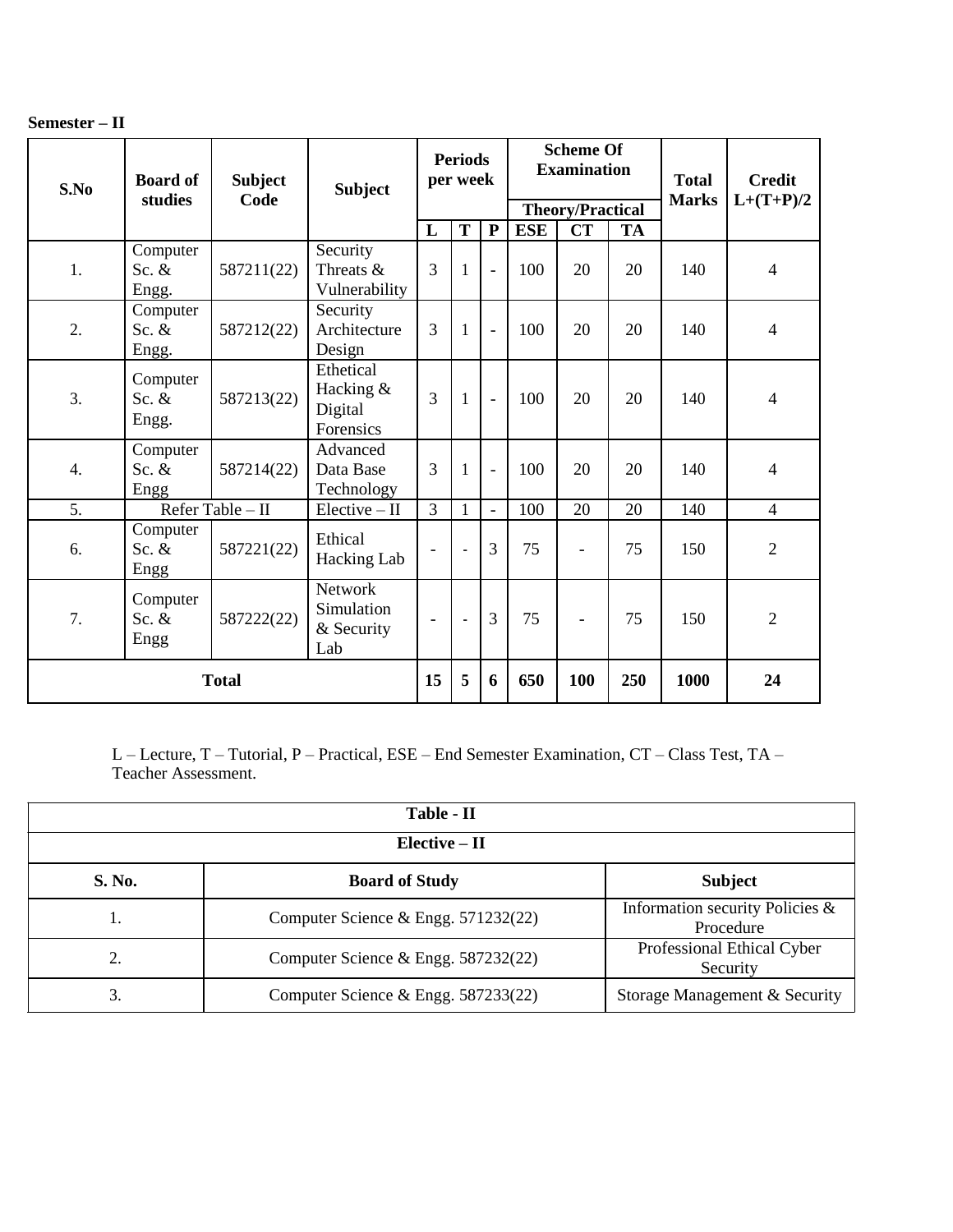**Semester – II**

| S.No | Board of studies | Subject Code | Subject | Periods per week | | | Scheme Of Examination | | | Total Marks | Credit L+(T+P)/2 |
|---|---|---|---|---|---|---|---|---|---|---|---|
| | | | | | | | Theory/Practical | | | | |
| | | | | L | T | P | ESE | CT | TA | | |
| 1. | Computer Sc. & Engg. | 587211(22) | Security Threats & Vulnerability | 3 | 1 | - | 100 | 20 | 20 | 140 | 4 |
| 2. | Computer Sc. & Engg. | 587212(22) | Security Architecture Design | 3 | 1 | - | 100 | 20 | 20 | 140 | 4 |
| 3. | Computer Sc. & Engg. | 587213(22) | Ethetical Hacking & Digital Forensics | 3 | 1 | - | 100 | 20 | 20 | 140 | 4 |
| 4. | Computer Sc. & Engg | 587214(22) | Advanced Data Base Technology | 3 | 1 | - | 100 | 20 | 20 | 140 | 4 |
| 5. | Refer Table – II | | Elective – II | 3 | 1 | - | 100 | 20 | 20 | 140 | 4 |
| 6. | Computer Sc. & Engg | 587221(22) | Ethical Hacking Lab | - | - | 3 | 75 | - | 75 | 150 | 2 |
| 7. | Computer Sc. & Engg | 587222(22) | Network Simulation & Security Lab | - | - | 3 | 75 | - | 75 | 150 | 2 |
| **Total** | | | | **15** | **5** | **6** | **650** | **100** | **250** | **1000** | **24** |

L – Lecture, T – Tutorial, P – Practical, ESE – End Semester Examination, CT – Class Test, TA – Teacher Assessment.

| Table - II | | |
|---|---|---|
| **Elective – II** | | |
| **S. No.** | **Board of Study** | **Subject** |
| 1. | Computer Science & Engg. 571232(22) | Information security Policies & Procedure |
| 2. | Computer Science & Engg. 587232(22) | Professional Ethical Cyber Security |
| 3. | Computer Science & Engg. 587233(22) | Storage Management & Security |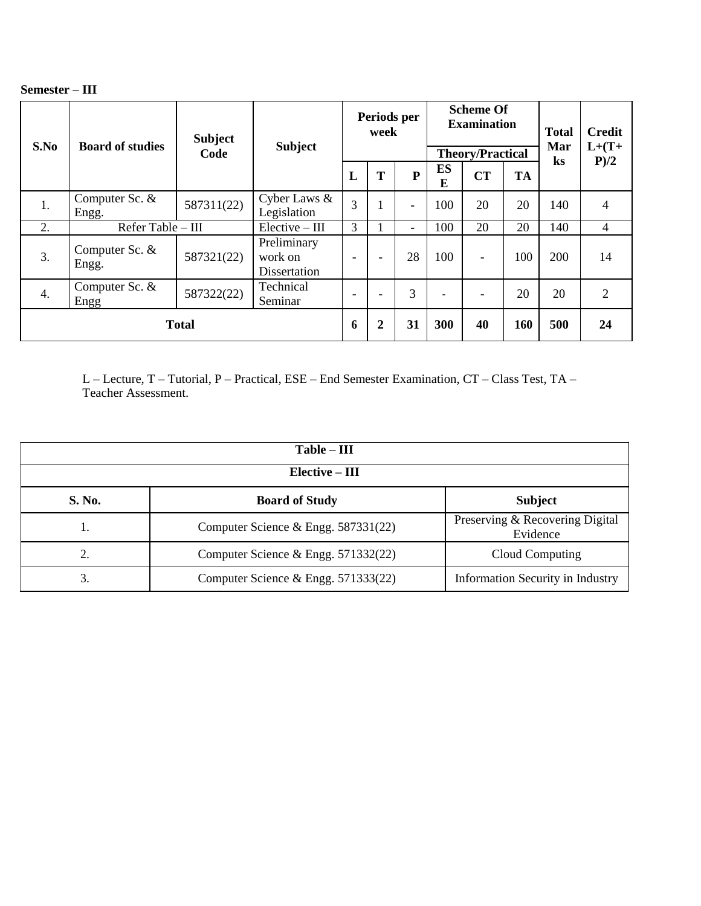**Semester – III**

| S.No | Board of studies | Subject Code | Subject | Periods per week | | | Scheme Of Examination | | | Total Marks | Credit L+(T+P)/2 |
|---|---|---|---|---|---|---|---|---|---|---|---|
| | | | | | | | Theory/Practical | | | | |
| | | | | L | T | P | ESE | CT | TA | | |
| 1. | Computer Sc. & Engg. | 587311(22) | Cyber Laws & Legislation | 3 | 1 | - | 100 | 20 | 20 | 140 | 4 |
| 2. | Refer Table – III | | Elective – III | 3 | 1 | - | 100 | 20 | 20 | 140 | 4 |
| 3. | Computer Sc. & Engg. | 587321(22) | Preliminary work on Dissertation | - | - | 28 | 100 | - | 100 | 200 | 14 |
| 4. | Computer Sc. & Engg | 587322(22) | Technical Seminar | - | - | 3 | - | - | 20 | 20 | 2 |
| **Total** | | | | **6** | **2** | **31** | **300** | **40** | **160** | **500** | **24** |

L – Lecture, T – Tutorial, P – Practical, ESE – End Semester Examination, CT – Class Test, TA – Teacher Assessment.

| Table – III | | |
|---|---|---|
| **Elective – III** | | |
| **S. No.** | **Board of Study** | **Subject** |
| 1. | Computer Science & Engg. 587331(22) | Preserving & Recovering Digital Evidence |
| 2. | Computer Science & Engg. 571332(22) | Cloud Computing |
| 3. | Computer Science & Engg. 571333(22) | Information Security in Industry |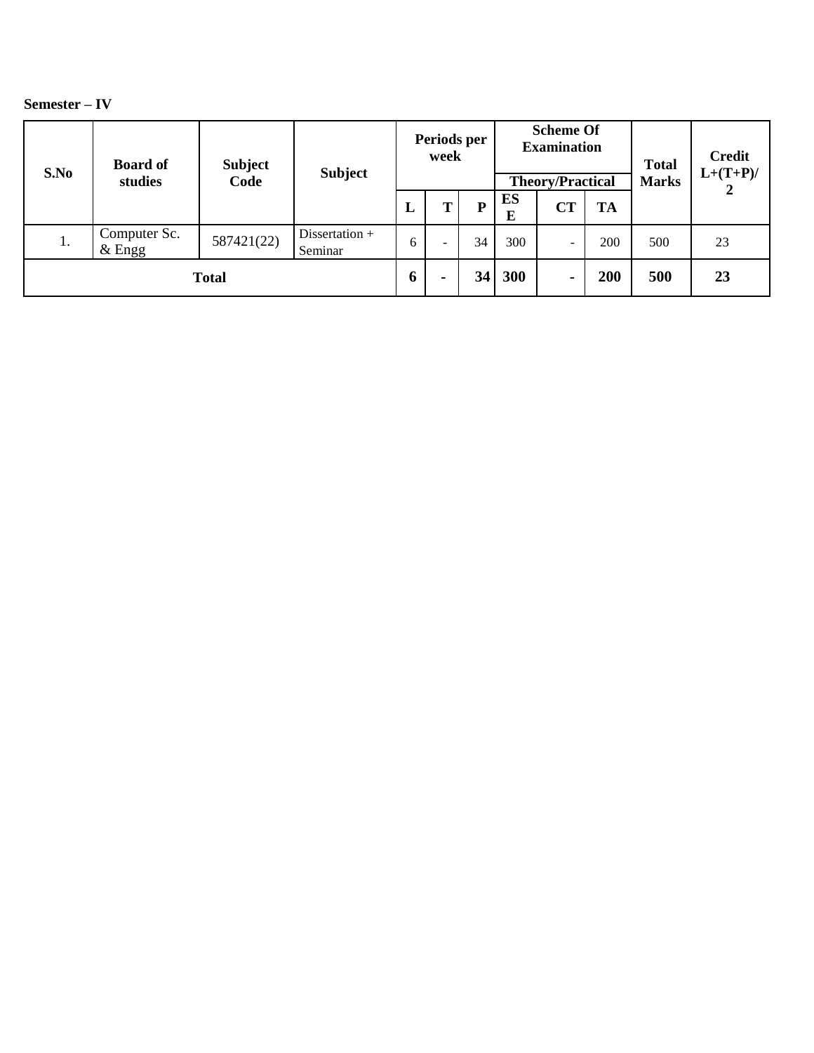**Semester – IV**

| S.No | Board of studies | Subject Code | Subject | Periods per week | | | Scheme Of Examination | | | Total Marks | Credit L+(T+P)/2 |
|---|---|---|---|---|---|---|---|---|---|---|---|
| | | | | | | | Theory/Practical | | | | |
| | | | | L | T | P | ESE | CT | TA | | |
| 1. | Computer Sc. & Engg | 587421(22) | Dissertation + Seminar | 6 | - | 34 | 300 | - | 200 | 500 | 23 |
| **Total** | | | | **6** | **-** | **34** | **300** | **-** | **200** | **500** | **23** |